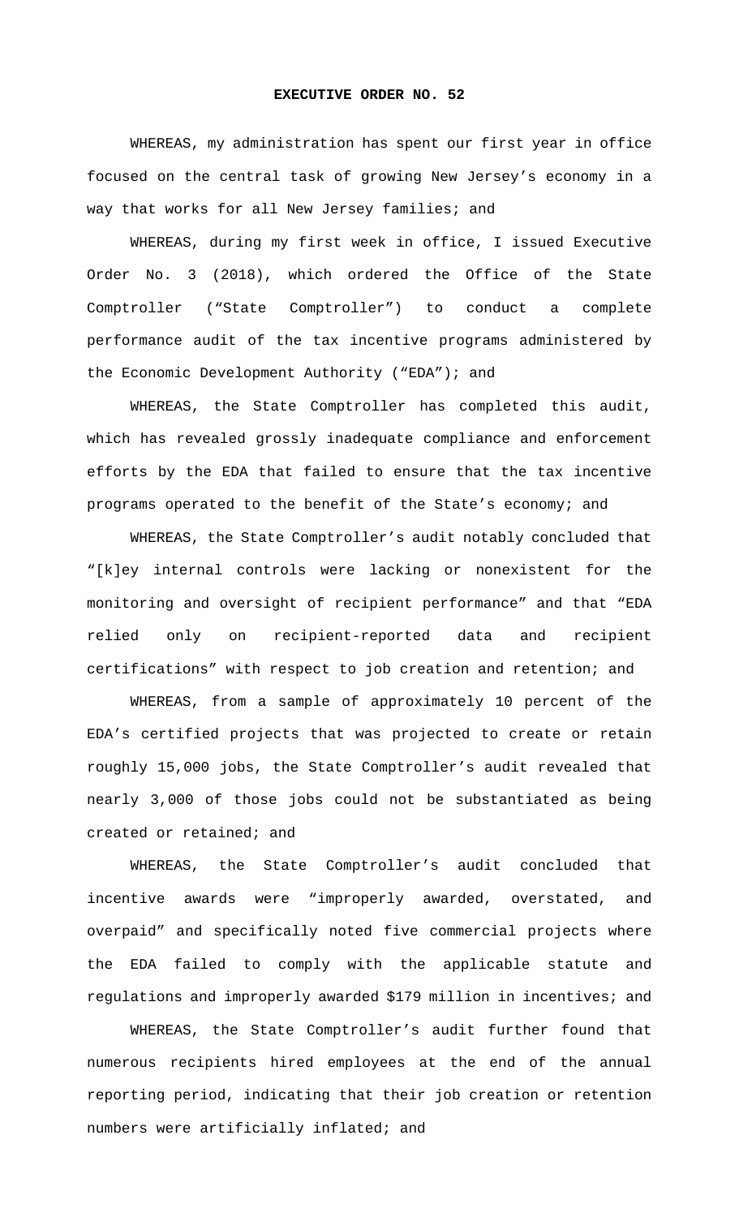# EXECUTIVE ORDER NO. 52

WHEREAS, my administration has spent our first year in office focused on the central task of growing New Jersey's economy in a way that works for all New Jersey families; and

WHEREAS, during my first week in office, I issued Executive Order No. 3 (2018), which ordered the Office of the State Comptroller ("State Comptroller") to conduct a complete performance audit of the tax incentive programs administered by the Economic Development Authority ("EDA"); and

WHEREAS, the State Comptroller has completed this audit, which has revealed grossly inadequate compliance and enforcement efforts by the EDA that failed to ensure that the tax incentive programs operated to the benefit of the State's economy; and

WHEREAS, the State Comptroller's audit notably concluded that "[k]ey internal controls were lacking or nonexistent for the monitoring and oversight of recipient performance" and that "EDA relied only on recipient-reported data and recipient certifications" with respect to job creation and retention; and

WHEREAS, from a sample of approximately 10 percent of the EDA's certified projects that was projected to create or retain roughly 15,000 jobs, the State Comptroller's audit revealed that nearly 3,000 of those jobs could not be substantiated as being created or retained; and

WHEREAS, the State Comptroller's audit concluded that incentive awards were "improperly awarded, overstated, and overpaid" and specifically noted five commercial projects where the EDA failed to comply with the applicable statute and regulations and improperly awarded $179 million in incentives; and

WHEREAS, the State Comptroller's audit further found that numerous recipients hired employees at the end of the annual reporting period, indicating that their job creation or retention numbers were artificially inflated; and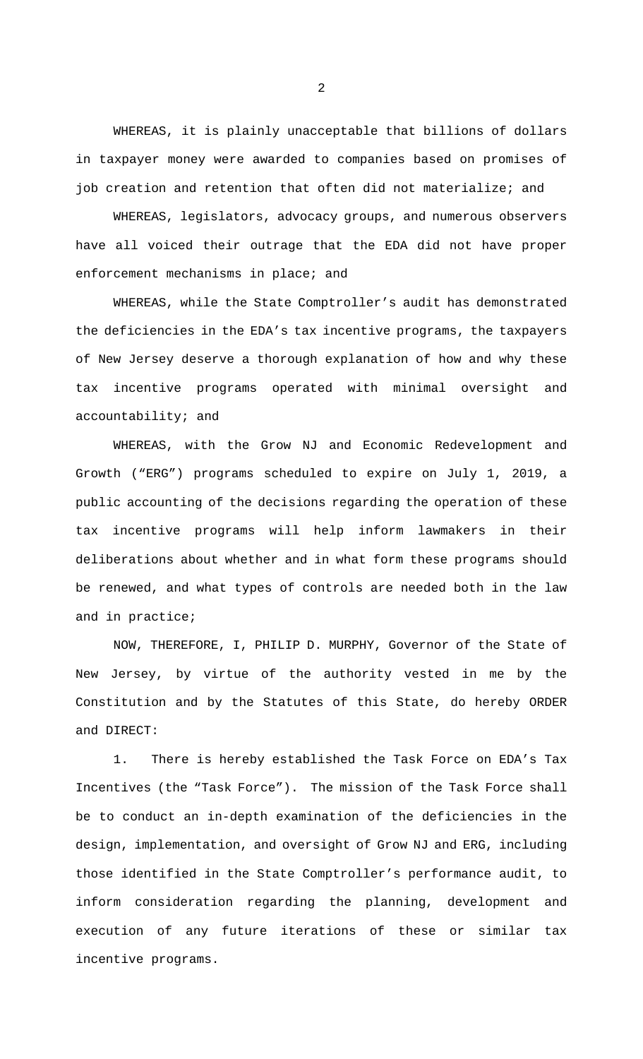WHEREAS, it is plainly unacceptable that billions of dollars in taxpayer money were awarded to companies based on promises of job creation and retention that often did not materialize; and

WHEREAS, legislators, advocacy groups, and numerous observers have all voiced their outrage that the EDA did not have proper enforcement mechanisms in place; and

WHEREAS, while the State Comptroller's audit has demonstrated the deficiencies in the EDA's tax incentive programs, the taxpayers of New Jersey deserve a thorough explanation of how and why these tax incentive programs operated with minimal oversight and accountability; and

WHEREAS, with the Grow NJ and Economic Redevelopment and Growth ("ERG") programs scheduled to expire on July 1, 2019, a public accounting of the decisions regarding the operation of these tax incentive programs will help inform lawmakers in their deliberations about whether and in what form these programs should be renewed, and what types of controls are needed both in the law and in practice;

NOW, THEREFORE, I, PHILIP D. MURPHY, Governor of the State of New Jersey, by virtue of the authority vested in me by the Constitution and by the Statutes of this State, do hereby ORDER and DIRECT:

1. There is hereby established the Task Force on EDA's Tax Incentives (the "Task Force"). The mission of the Task Force shall be to conduct an in-depth examination of the deficiencies in the design, implementation, and oversight of Grow NJ and ERG, including those identified in the State Comptroller's performance audit, to inform consideration regarding the planning, development and execution of any future iterations of these or similar tax incentive programs.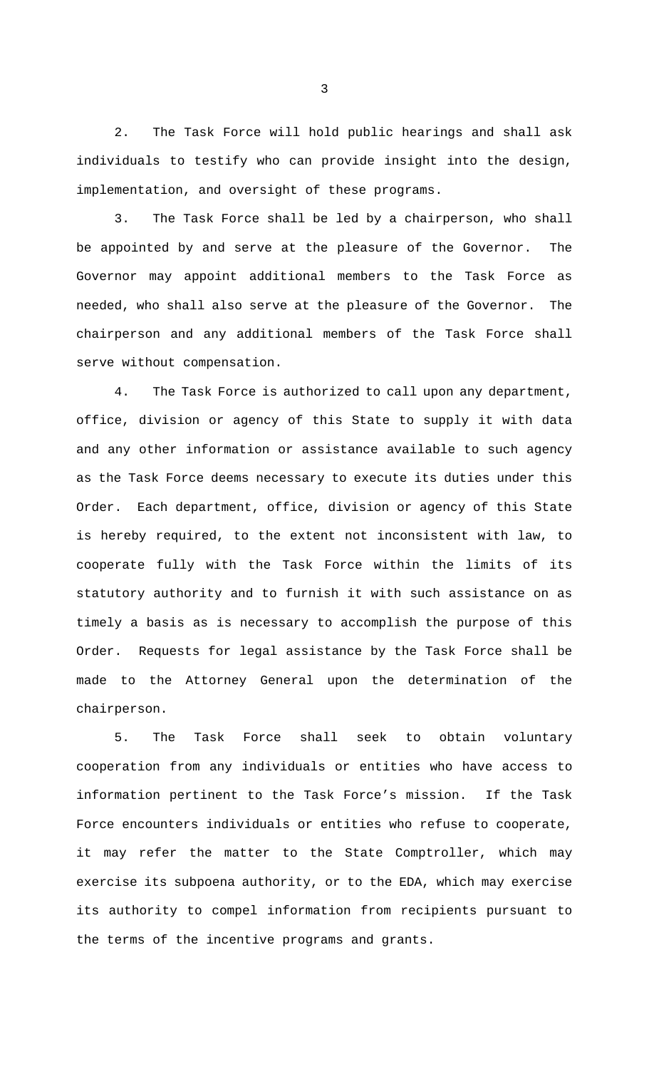2. The Task Force will hold public hearings and shall ask individuals to testify who can provide insight into the design, implementation, and oversight of these programs.

3. The Task Force shall be led by a chairperson, who shall be appointed by and serve at the pleasure of the Governor. The Governor may appoint additional members to the Task Force as needed, who shall also serve at the pleasure of the Governor. The chairperson and any additional members of the Task Force shall serve without compensation.

4. The Task Force is authorized to call upon any department, office, division or agency of this State to supply it with data and any other information or assistance available to such agency as the Task Force deems necessary to execute its duties under this Order. Each department, office, division or agency of this State is hereby required, to the extent not inconsistent with law, to cooperate fully with the Task Force within the limits of its statutory authority and to furnish it with such assistance on as timely a basis as is necessary to accomplish the purpose of this Order. Requests for legal assistance by the Task Force shall be made to the Attorney General upon the determination of the chairperson.

5. The Task Force shall seek to obtain voluntary cooperation from any individuals or entities who have access to information pertinent to the Task Force's mission. If the Task Force encounters individuals or entities who refuse to cooperate, it may refer the matter to the State Comptroller, which may exercise its subpoena authority, or to the EDA, which may exercise its authority to compel information from recipients pursuant to the terms of the incentive programs and grants.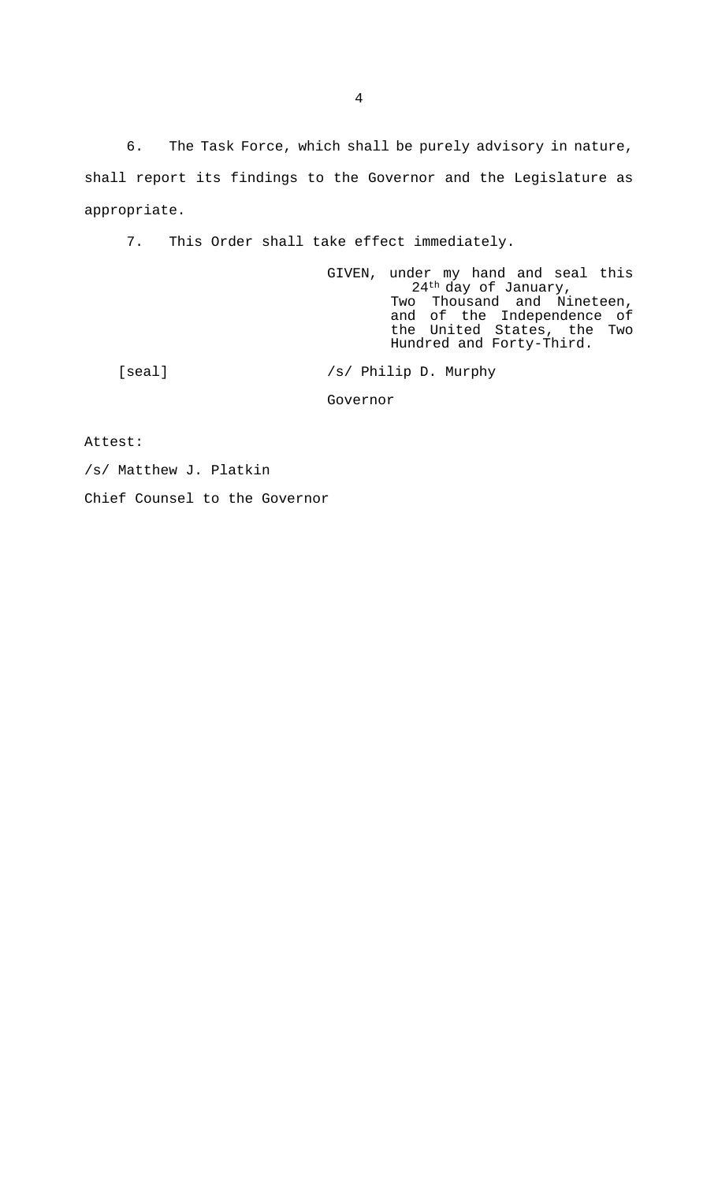6. The Task Force, which shall be purely advisory in nature, shall report its findings to the Governor and the Legislature as appropriate.

7. This Order shall take effect immediately.

GIVEN, under my hand and seal this 24th day of January, Two Thousand and Nineteen, and of the Independence of the United States, the Two Hundred and Forty-Third.

[seal]

/s/ Philip D. Murphy

Governor

Attest:

/s/ Matthew J. Platkin

Chief Counsel to the Governor